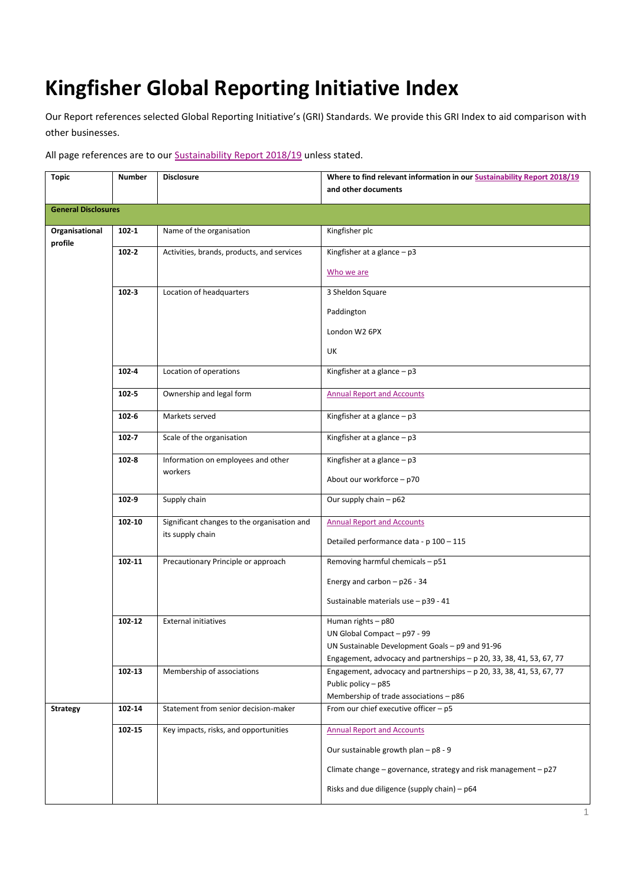# Kingfisher Global Reporting Initiative Index

Our Report references selected Global Reporting Initiative's (GRI) Standards. We provide this GRI Index to aid comparison with other businesses.

All page references are to our Sustainability Report 2018/19 unless stated.

| Topic | Number | Disclosure | Where to find relevant information in our Sustainability Report 2018/19 and other documents |
|---|---|---|---|
| **General Disclosures** | | | |
| **Organisational profile** | **102-1** | Name of the organisation | Kingfisher plc |
| | **102-2** | Activities, brands, products, and services | Kingfisher at a glance – p3<br><br>Who we are |
| | **102-3** | Location of headquarters | 3 Sheldon Square<br><br>Paddington<br><br>London W2 6PX<br><br>UK |
| | **102-4** | Location of operations | Kingfisher at a glance – p3 |
| | **102-5** | Ownership and legal form | Annual Report and Accounts |
| | **102-6** | Markets served | Kingfisher at a glance – p3 |
| | **102-7** | Scale of the organisation | Kingfisher at a glance – p3 |
| | **102-8** | Information on employees and other workers | Kingfisher at a glance – p3<br><br>About our workforce – p70 |
| | **102-9** | Supply chain | Our supply chain – p62 |
| | **102-10** | Significant changes to the organisation and its supply chain | Annual Report and Accounts<br><br>Detailed performance data - p 100 – 115 |
| | **102-11** | Precautionary Principle or approach | Removing harmful chemicals – p51<br><br>Energy and carbon – p26 - 34<br><br>Sustainable materials use – p39 - 41 |
| | **102-12** | External initiatives | Human rights – p80<br>UN Global Compact – p97 - 99<br>UN Sustainable Development Goals – p9 and 91-96<br>Engagement, advocacy and partnerships – p 20, 33, 38, 41, 53, 67, 77 |
| | **102-13** | Membership of associations | Engagement, advocacy and partnerships – p 20, 33, 38, 41, 53, 67, 77<br>Public policy – p85<br>Membership of trade associations – p86 |
| **Strategy** | **102-14** | Statement from senior decision-maker | From our chief executive officer – p5 |
| | **102-15** | Key impacts, risks, and opportunities | Annual Report and Accounts<br><br>Our sustainable growth plan – p8 - 9<br><br>Climate change – governance, strategy and risk management – p27<br><br>Risks and due diligence (supply chain) – p64 |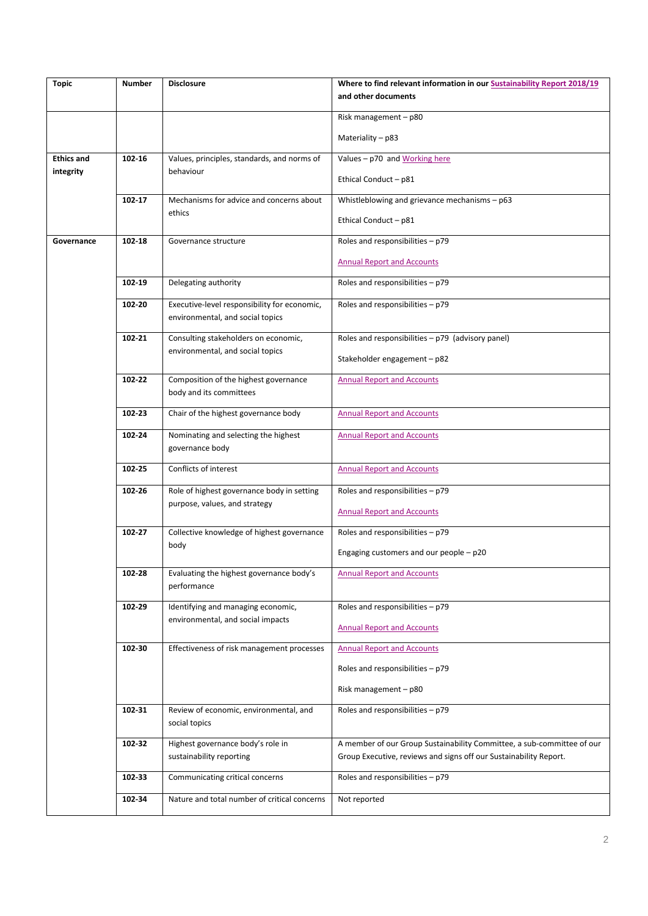| Topic | Number | Disclosure | Where to find relevant information in our Sustainability Report 2018/19 and other documents |
|---|---|---|---|
| | | | Risk management – p80<br><br>Materiality – p83 |
| **Ethics and integrity** | **102-16** | Values, principles, standards, and norms of behaviour | Values – p70 and Working here<br><br>Ethical Conduct – p81 |
| | **102-17** | Mechanisms for advice and concerns about ethics | Whistleblowing and grievance mechanisms – p63<br><br>Ethical Conduct – p81 |
| **Governance** | **102-18** | Governance structure | Roles and responsibilities – p79<br><br>Annual Report and Accounts |
| | **102-19** | Delegating authority | Roles and responsibilities – p79 |
| | **102-20** | Executive-level responsibility for economic, environmental, and social topics | Roles and responsibilities – p79 |
| | **102-21** | Consulting stakeholders on economic, environmental, and social topics | Roles and responsibilities – p79 (advisory panel)<br><br>Stakeholder engagement – p82 |
| | **102-22** | Composition of the highest governance body and its committees | Annual Report and Accounts |
| | **102-23** | Chair of the highest governance body | Annual Report and Accounts |
| | **102-24** | Nominating and selecting the highest governance body | Annual Report and Accounts |
| | **102-25** | Conflicts of interest | Annual Report and Accounts |
| | **102-26** | Role of highest governance body in setting purpose, values, and strategy | Roles and responsibilities – p79<br><br>Annual Report and Accounts |
| | **102-27** | Collective knowledge of highest governance body | Roles and responsibilities – p79<br><br>Engaging customers and our people – p20 |
| | **102-28** | Evaluating the highest governance body's performance | Annual Report and Accounts |
| | **102-29** | Identifying and managing economic, environmental, and social impacts | Roles and responsibilities – p79<br><br>Annual Report and Accounts |
| | **102-30** | Effectiveness of risk management processes | Annual Report and Accounts<br><br>Roles and responsibilities – p79<br><br>Risk management – p80 |
| | **102-31** | Review of economic, environmental, and social topics | Roles and responsibilities – p79 |
| | **102-32** | Highest governance body's role in sustainability reporting | A member of our Group Sustainability Committee, a sub-committee of our Group Executive, reviews and signs off our Sustainability Report. |
| | **102-33** | Communicating critical concerns | Roles and responsibilities – p79 |
| | **102-34** | Nature and total number of critical concerns | Not reported |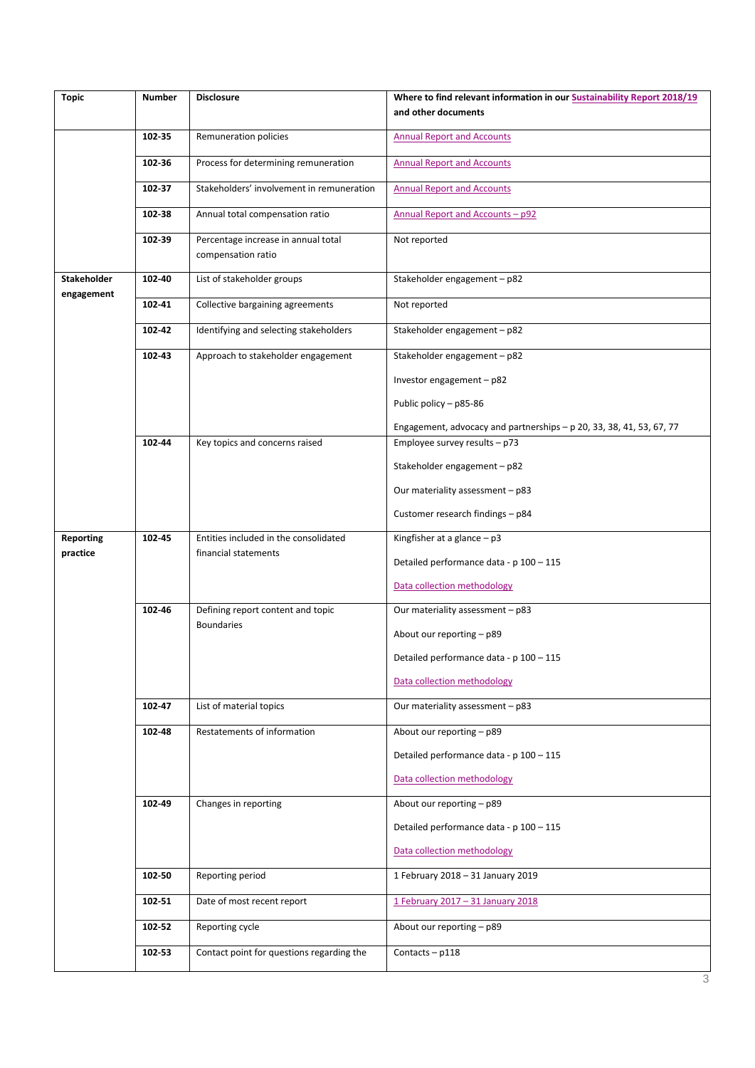| Topic | Number | Disclosure | Where to find relevant information in our Sustainability Report 2018/19 and other documents |
|---|---|---|---|
| | 102-35 | Remuneration policies | Annual Report and Accounts |
| | 102-36 | Process for determining remuneration | Annual Report and Accounts |
| | 102-37 | Stakeholders' involvement in remuneration | Annual Report and Accounts |
| | 102-38 | Annual total compensation ratio | Annual Report and Accounts – p92 |
| | 102-39 | Percentage increase in annual total compensation ratio | Not reported |
| Stakeholder engagement | 102-40 | List of stakeholder groups | Stakeholder engagement – p82 |
| | 102-41 | Collective bargaining agreements | Not reported |
| | 102-42 | Identifying and selecting stakeholders | Stakeholder engagement – p82 |
| | 102-43 | Approach to stakeholder engagement | Stakeholder engagement – p82<br><br>Investor engagement – p82<br><br>Public policy – p85-86<br><br>Engagement, advocacy and partnerships – p 20, 33, 38, 41, 53, 67, 77 |
| | 102-44 | Key topics and concerns raised | Employee survey results – p73<br><br>Stakeholder engagement – p82<br><br>Our materiality assessment – p83<br><br>Customer research findings – p84 |
| Reporting practice | 102-45 | Entities included in the consolidated financial statements | Kingfisher at a glance – p3<br><br>Detailed performance data - p 100 – 115<br><br>Data collection methodology |
| | 102-46 | Defining report content and topic Boundaries | Our materiality assessment – p83<br><br>About our reporting – p89<br><br>Detailed performance data - p 100 – 115<br><br>Data collection methodology |
| | 102-47 | List of material topics | Our materiality assessment – p83 |
| | 102-48 | Restatements of information | About our reporting – p89<br><br>Detailed performance data - p 100 – 115<br><br>Data collection methodology |
| | 102-49 | Changes in reporting | About our reporting – p89<br><br>Detailed performance data - p 100 – 115<br><br>Data collection methodology |
| | 102-50 | Reporting period | 1 February 2018 – 31 January 2019 |
| | 102-51 | Date of most recent report | 1 February 2017 – 31 January 2018 |
| | 102-52 | Reporting cycle | About our reporting – p89 |
| | 102-53 | Contact point for questions regarding the | Contacts – p118 |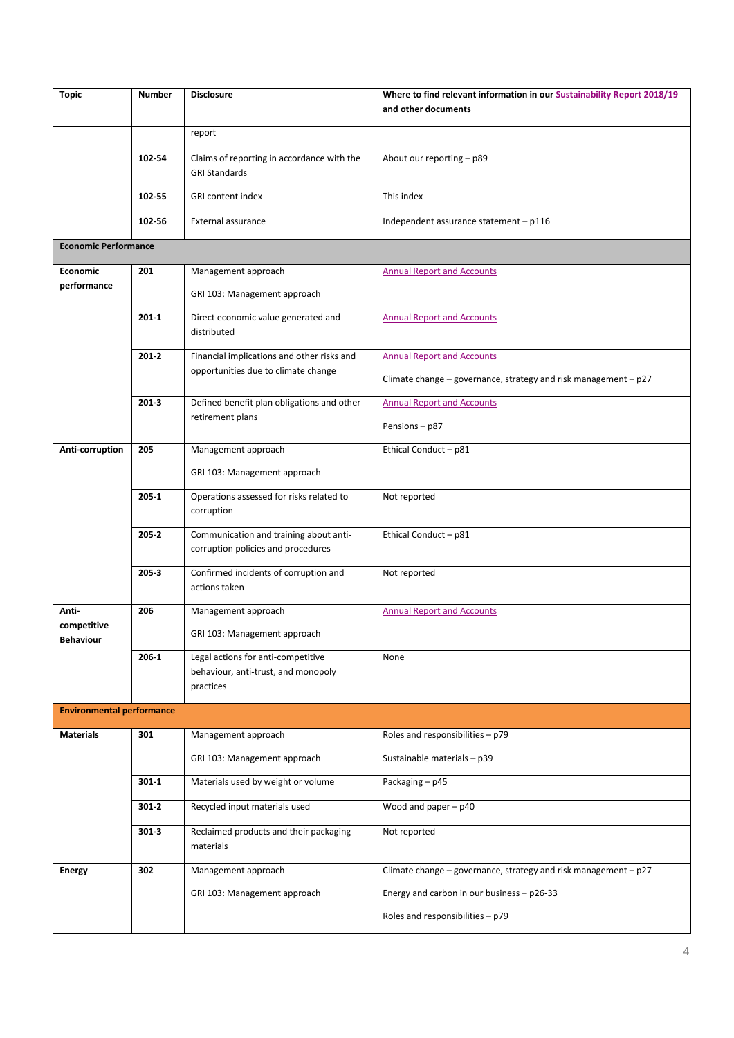| Topic | Number | Disclosure | Where to find relevant information in our Sustainability Report 2018/19 and other documents |
|---|---|---|---|
| | | report | |
| | 102-54 | Claims of reporting in accordance with the GRI Standards | About our reporting – p89 |
| | 102-55 | GRI content index | This index |
| | 102-56 | External assurance | Independent assurance statement – p116 |
| **Economic Performance** | | | |
| **Economic performance** | 201 | Management approach<br><br>GRI 103: Management approach | Annual Report and Accounts |
| | 201-1 | Direct economic value generated and distributed | Annual Report and Accounts |
| | 201-2 | Financial implications and other risks and opportunities due to climate change | Annual Report and Accounts<br><br>Climate change – governance, strategy and risk management – p27 |
| | 201-3 | Defined benefit plan obligations and other retirement plans | Annual Report and Accounts<br><br>Pensions – p87 |
| **Anti-corruption** | 205 | Management approach<br><br>GRI 103: Management approach | Ethical Conduct – p81 |
| | 205-1 | Operations assessed for risks related to corruption | Not reported |
| | 205-2 | Communication and training about anti-corruption policies and procedures | Ethical Conduct – p81 |
| | 205-3 | Confirmed incidents of corruption and actions taken | Not reported |
| **Anti-competitive Behaviour** | 206 | Management approach<br><br>GRI 103: Management approach | Annual Report and Accounts |
| | 206-1 | Legal actions for anti-competitive behaviour, anti-trust, and monopoly practices | None |
| **Environmental performance** | | | |
| **Materials** | 301 | Management approach<br><br>GRI 103: Management approach | Roles and responsibilities – p79<br><br>Sustainable materials – p39 |
| | 301-1 | Materials used by weight or volume | Packaging – p45 |
| | 301-2 | Recycled input materials used | Wood and paper – p40 |
| | 301-3 | Reclaimed products and their packaging materials | Not reported |
| **Energy** | 302 | Management approach<br><br>GRI 103: Management approach | Climate change – governance, strategy and risk management – p27<br><br>Energy and carbon in our business – p26-33<br><br>Roles and responsibilities – p79 |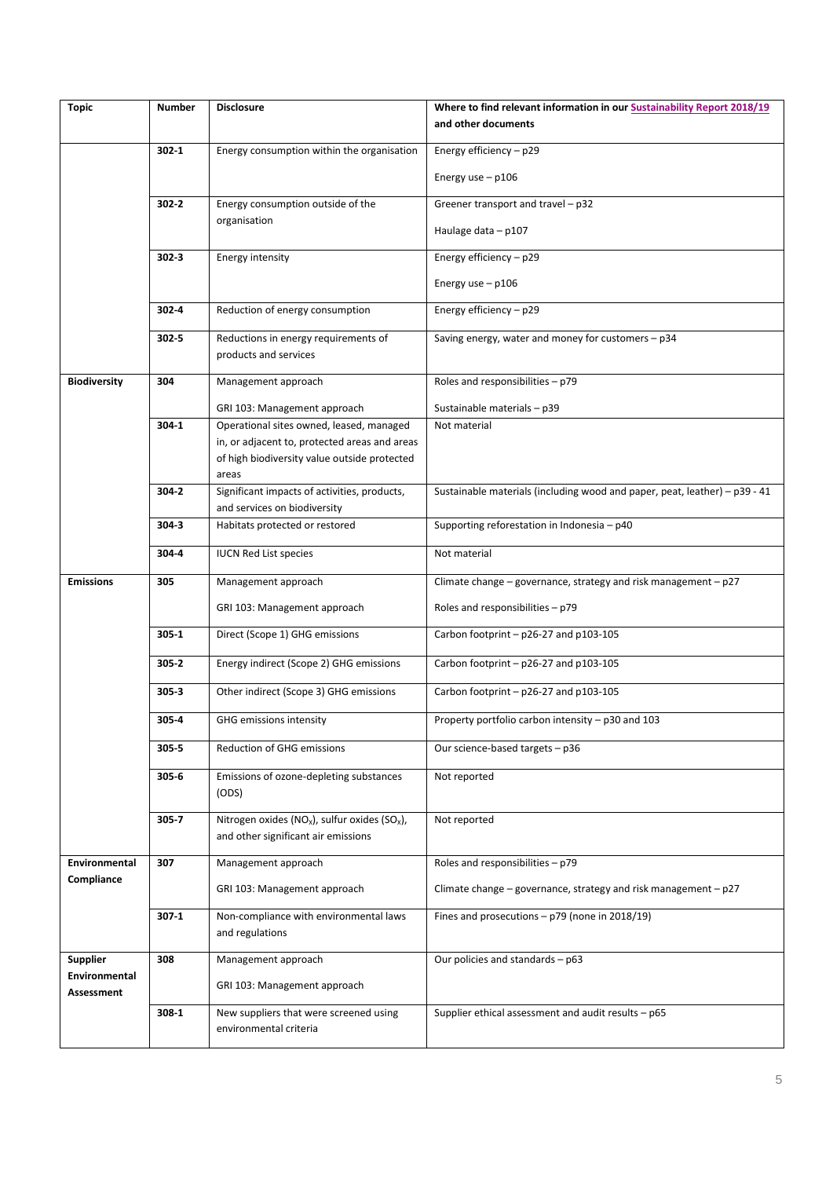| Topic | Number | Disclosure | Where to find relevant information in our Sustainability Report 2018/19 and other documents |
|---|---|---|---|
| | 302-1 | Energy consumption within the organisation | Energy efficiency – p29<br><br>Energy use – p106 |
| | 302-2 | Energy consumption outside of the organisation | Greener transport and travel – p32<br><br>Haulage data – p107 |
| | 302-3 | Energy intensity | Energy efficiency – p29<br><br>Energy use – p106 |
| | 302-4 | Reduction of energy consumption | Energy efficiency – p29 |
| | 302-5 | Reductions in energy requirements of products and services | Saving energy, water and money for customers – p34 |
| **Biodiversity** | 304 | Management approach<br><br>GRI 103: Management approach | Roles and responsibilities – p79<br><br>Sustainable materials – p39 |
| | 304-1 | Operational sites owned, leased, managed in, or adjacent to, protected areas and areas of high biodiversity value outside protected areas | Not material |
| | 304-2 | Significant impacts of activities, products, and services on biodiversity | Sustainable materials (including wood and paper, peat, leather) – p39 - 41 |
| | 304-3 | Habitats protected or restored | Supporting reforestation in Indonesia – p40 |
| | 304-4 | IUCN Red List species | Not material |
| **Emissions** | 305 | Management approach<br><br>GRI 103: Management approach | Climate change – governance, strategy and risk management – p27<br><br>Roles and responsibilities – p79 |
| | 305-1 | Direct (Scope 1) GHG emissions | Carbon footprint – p26-27 and p103-105 |
| | 305-2 | Energy indirect (Scope 2) GHG emissions | Carbon footprint – p26-27 and p103-105 |
| | 305-3 | Other indirect (Scope 3) GHG emissions | Carbon footprint – p26-27 and p103-105 |
| | 305-4 | GHG emissions intensity | Property portfolio carbon intensity – p30 and 103 |
| | 305-5 | Reduction of GHG emissions | Our science-based targets – p36 |
| | 305-6 | Emissions of ozone-depleting substances (ODS) | Not reported |
| | 305-7 | Nitrogen oxides ($NO_X$), sulfur oxides ($SO_X$), and other significant air emissions | Not reported |
| **Environmental Compliance** | 307 | Management approach<br><br>GRI 103: Management approach | Roles and responsibilities – p79<br><br>Climate change – governance, strategy and risk management – p27 |
| | 307-1 | Non-compliance with environmental laws and regulations | Fines and prosecutions – p79 (none in 2018/19) |
| **Supplier Environmental Assessment** | 308 | Management approach<br><br>GRI 103: Management approach | Our policies and standards – p63 |
| | 308-1 | New suppliers that were screened using environmental criteria | Supplier ethical assessment and audit results – p65 |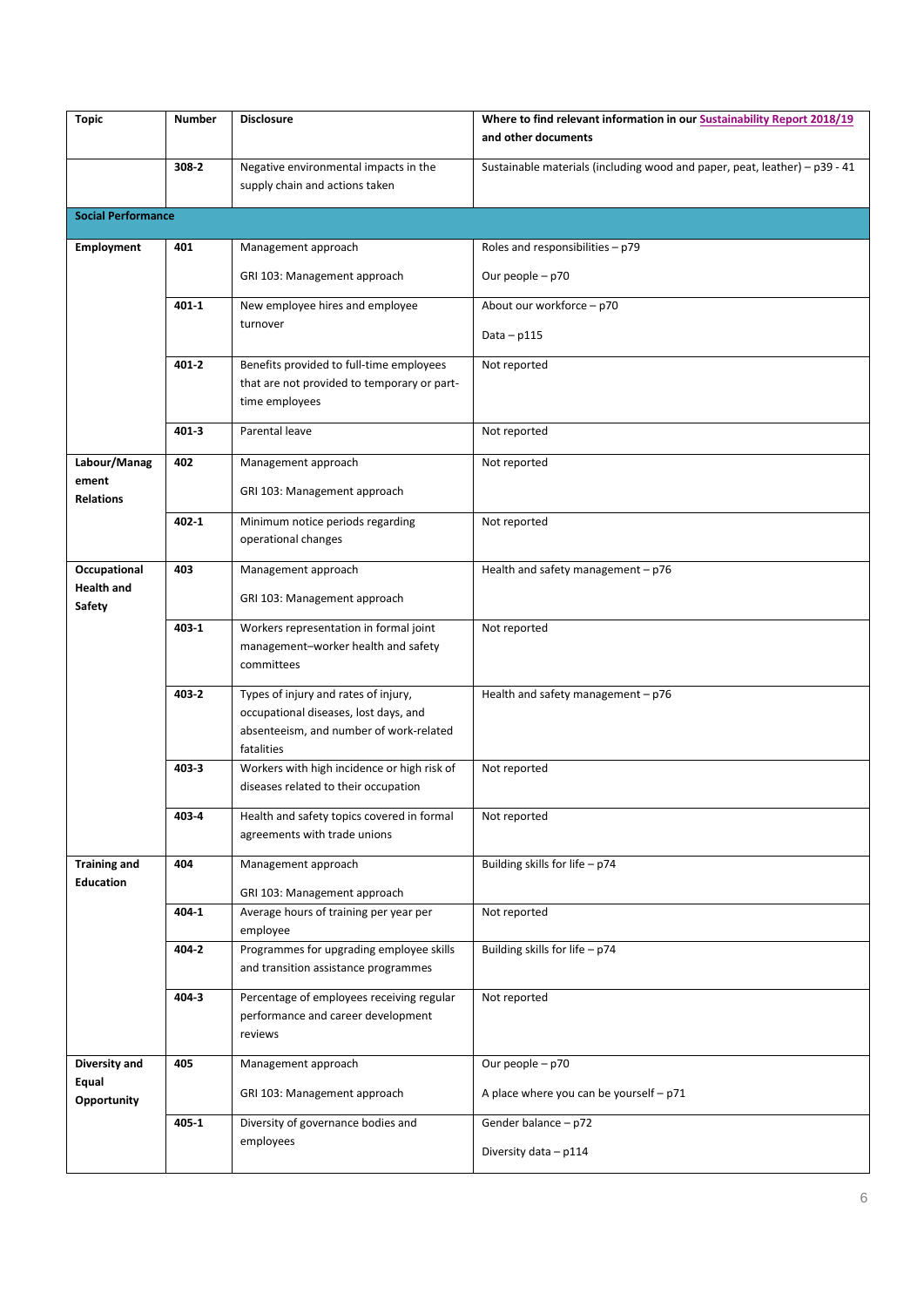| Topic | Number | Disclosure | Where to find relevant information in our Sustainability Report 2018/19 and other documents |
|---|---|---|---|
| | 308-2 | Negative environmental impacts in the supply chain and actions taken | Sustainable materials (including wood and paper, peat, leather) – p39 - 41 |
| **Social Performance** | | | |
| **Employment** | **401** | Management approach<br><br>GRI 103: Management approach | Roles and responsibilities – p79<br><br>Our people – p70 |
| | **401-1** | New employee hires and employee turnover | About our workforce – p70<br><br>Data – p115 |
| | **401-2** | Benefits provided to full-time employees that are not provided to temporary or part-time employees | Not reported |
| | **401-3** | Parental leave | Not reported |
| **Labour/Management Relations** | **402** | Management approach<br><br>GRI 103: Management approach | Not reported |
| | **402-1** | Minimum notice periods regarding operational changes | Not reported |
| **Occupational Health and Safety** | **403** | Management approach<br><br>GRI 103: Management approach | Health and safety management – p76 |
| | **403-1** | Workers representation in formal joint management–worker health and safety committees | Not reported |
| | **403-2** | Types of injury and rates of injury, occupational diseases, lost days, and absenteeism, and number of work-related fatalities | Health and safety management – p76 |
| | **403-3** | Workers with high incidence or high risk of diseases related to their occupation | Not reported |
| | **403-4** | Health and safety topics covered in formal agreements with trade unions | Not reported |
| **Training and Education** | **404** | Management approach<br><br>GRI 103: Management approach | Building skills for life – p74 |
| | **404-1** | Average hours of training per year per employee | Not reported |
| | **404-2** | Programmes for upgrading employee skills and transition assistance programmes | Building skills for life – p74 |
| | **404-3** | Percentage of employees receiving regular performance and career development reviews | Not reported |
| **Diversity and Equal Opportunity** | **405** | Management approach<br><br>GRI 103: Management approach | Our people – p70<br><br>A place where you can be yourself – p71 |
| | **405-1** | Diversity of governance bodies and employees | Gender balance – p72<br><br>Diversity data – p114 |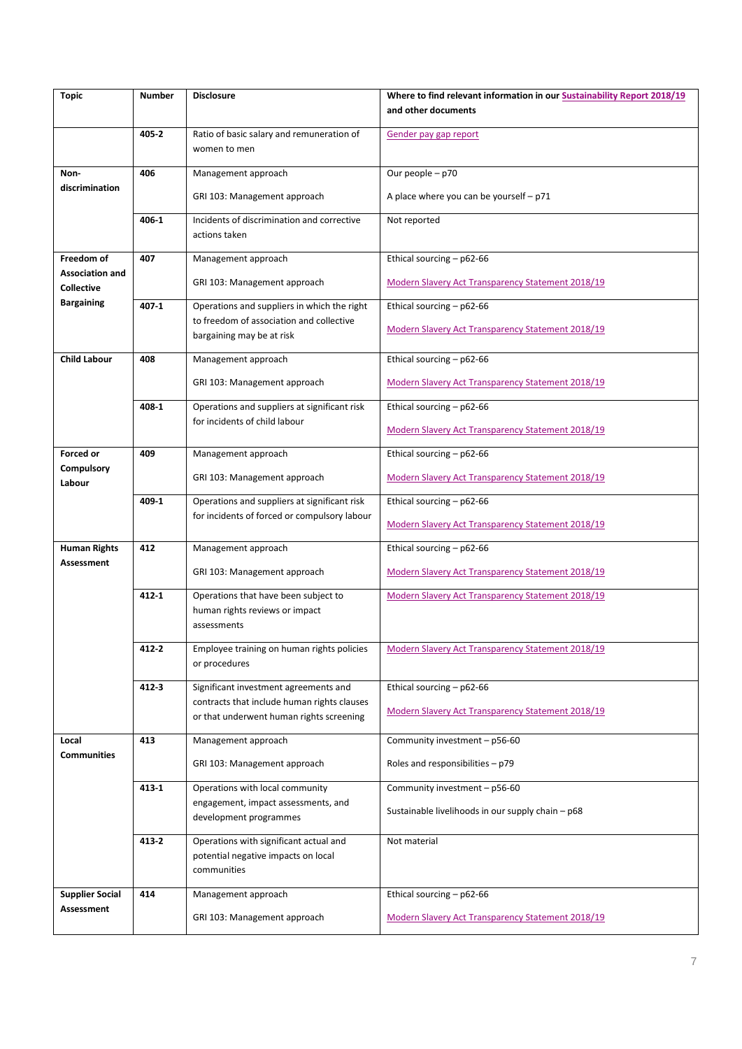| Topic | Number | Disclosure | Where to find relevant information in our Sustainability Report 2018/19 and other documents |
|---|---|---|---|
| | 405-2 | Ratio of basic salary and remuneration of women to men | Gender pay gap report |
| **Non-discrimination** | 406 | Management approach<br><br>GRI 103: Management approach | Our people – p70<br><br>A place where you can be yourself – p71 |
| | 406-1 | Incidents of discrimination and corrective actions taken | Not reported |
| **Freedom of Association and Collective Bargaining** | 407 | Management approach<br><br>GRI 103: Management approach | Ethical sourcing – p62-66<br><br>Modern Slavery Act Transparency Statement 2018/19 |
| | 407-1 | Operations and suppliers in which the right to freedom of association and collective bargaining may be at risk | Ethical sourcing – p62-66<br><br>Modern Slavery Act Transparency Statement 2018/19 |
| **Child Labour** | 408 | Management approach<br><br>GRI 103: Management approach | Ethical sourcing – p62-66<br><br>Modern Slavery Act Transparency Statement 2018/19 |
| | 408-1 | Operations and suppliers at significant risk for incidents of child labour | Ethical sourcing – p62-66<br><br>Modern Slavery Act Transparency Statement 2018/19 |
| **Forced or Compulsory Labour** | 409 | Management approach<br><br>GRI 103: Management approach | Ethical sourcing – p62-66<br><br>Modern Slavery Act Transparency Statement 2018/19 |
| | 409-1 | Operations and suppliers at significant risk for incidents of forced or compulsory labour | Ethical sourcing – p62-66<br><br>Modern Slavery Act Transparency Statement 2018/19 |
| **Human Rights Assessment** | 412 | Management approach<br><br>GRI 103: Management approach | Ethical sourcing – p62-66<br><br>Modern Slavery Act Transparency Statement 2018/19 |
| | 412-1 | Operations that have been subject to human rights reviews or impact assessments | Modern Slavery Act Transparency Statement 2018/19 |
| | 412-2 | Employee training on human rights policies or procedures | Modern Slavery Act Transparency Statement 2018/19 |
| | 412-3 | Significant investment agreements and contracts that include human rights clauses or that underwent human rights screening | Ethical sourcing – p62-66<br><br>Modern Slavery Act Transparency Statement 2018/19 |
| **Local Communities** | 413 | Management approach<br><br>GRI 103: Management approach | Community investment – p56-60<br><br>Roles and responsibilities – p79 |
| | 413-1 | Operations with local community engagement, impact assessments, and development programmes | Community investment – p56-60<br><br>Sustainable livelihoods in our supply chain – p68 |
| | 413-2 | Operations with significant actual and potential negative impacts on local communities | Not material |
| **Supplier Social Assessment** | 414 | Management approach<br><br>GRI 103: Management approach | Ethical sourcing – p62-66<br><br>Modern Slavery Act Transparency Statement 2018/19 |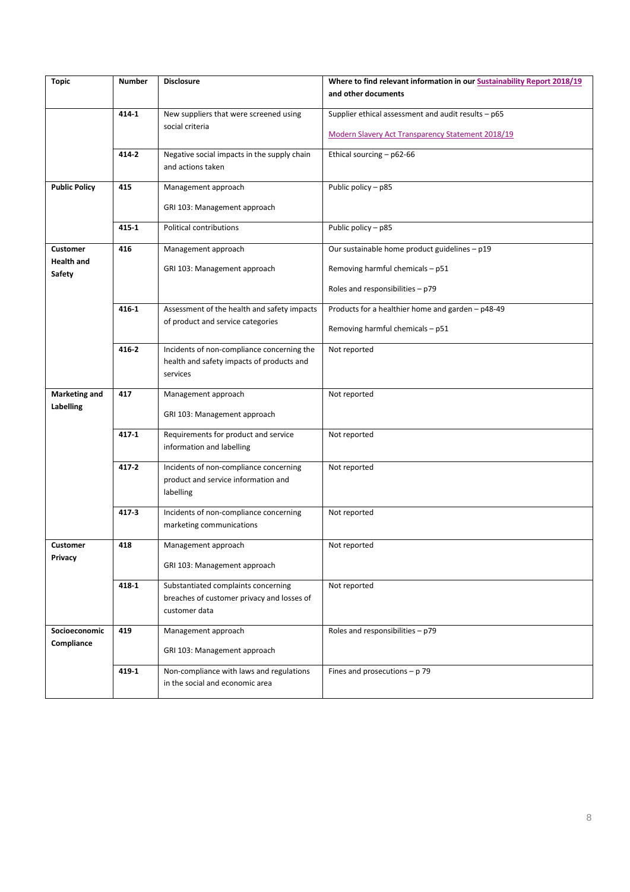| Topic | Number | Disclosure | Where to find relevant information in our Sustainability Report 2018/19 and other documents |
|---|---|---|---|
| | 414-1 | New suppliers that were screened using social criteria | Supplier ethical assessment and audit results – p65<br><br>Modern Slavery Act Transparency Statement 2018/19 |
| | 414-2 | Negative social impacts in the supply chain and actions taken | Ethical sourcing – p62-66 |
| **Public Policy** | 415 | Management approach<br><br>GRI 103: Management approach | Public policy – p85 |
| | 415-1 | Political contributions | Public policy – p85 |
| **Customer Health and Safety** | 416 | Management approach<br><br>GRI 103: Management approach | Our sustainable home product guidelines – p19<br><br>Removing harmful chemicals – p51<br><br>Roles and responsibilities – p79 |
| | 416-1 | Assessment of the health and safety impacts of product and service categories | Products for a healthier home and garden – p48-49<br><br>Removing harmful chemicals – p51 |
| | 416-2 | Incidents of non-compliance concerning the health and safety impacts of products and services | Not reported |
| **Marketing and Labelling** | 417 | Management approach<br><br>GRI 103: Management approach | Not reported |
| | 417-1 | Requirements for product and service information and labelling | Not reported |
| | 417-2 | Incidents of non-compliance concerning product and service information and labelling | Not reported |
| | 417-3 | Incidents of non-compliance concerning marketing communications | Not reported |
| **Customer Privacy** | 418 | Management approach<br><br>GRI 103: Management approach | Not reported |
| | 418-1 | Substantiated complaints concerning breaches of customer privacy and losses of customer data | Not reported |
| **Socioeconomic Compliance** | 419 | Management approach<br><br>GRI 103: Management approach | Roles and responsibilities – p79 |
| | 419-1 | Non-compliance with laws and regulations in the social and economic area | Fines and prosecutions – p 79 |